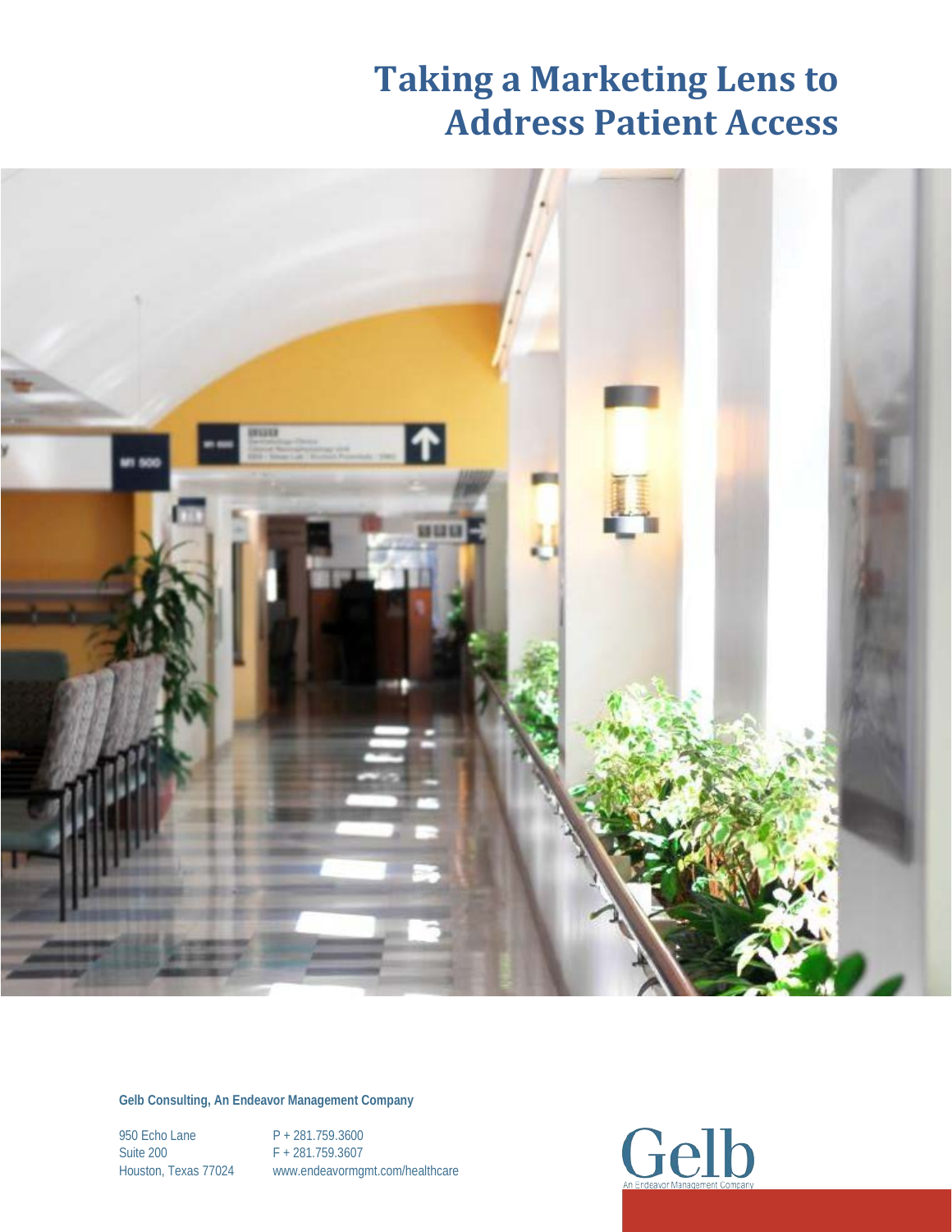# Taking a Marketing Lens to Address Patient Access

**Gelb Consulting, An Endeavor Management Company**

950 Echo Lane
Suite 200
Houston, Texas 77024

P + 281.759.3600
F + 281.759.3607
www.endeavormgmt.com/healthcare

Gelb
An Endeavor Management Company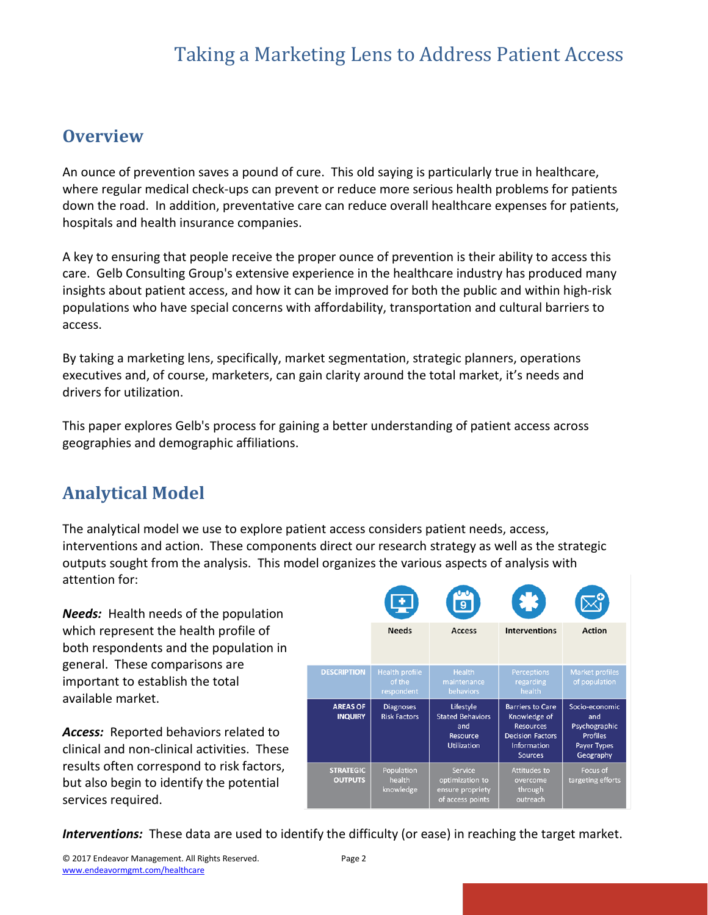# Taking a Marketing Lens to Address Patient Access

## Overview

An ounce of prevention saves a pound of cure. This old saying is particularly true in healthcare, where regular medical check-ups can prevent or reduce more serious health problems for patients down the road. In addition, preventative care can reduce overall healthcare expenses for patients, hospitals and health insurance companies.

A key to ensuring that people receive the proper ounce of prevention is their ability to access this care. Gelb Consulting Group's extensive experience in the healthcare industry has produced many insights about patient access, and how it can be improved for both the public and within high-risk populations who have special concerns with affordability, transportation and cultural barriers to access.

By taking a marketing lens, specifically, market segmentation, strategic planners, operations executives and, of course, marketers, can gain clarity around the total market, it's needs and drivers for utilization.

This paper explores Gelb's process for gaining a better understanding of patient access across geographies and demographic affiliations.

## Analytical Model

The analytical model we use to explore patient access considers patient needs, access, interventions and action. These components direct our research strategy as well as the strategic outputs sought from the analysis. This model organizes the various aspects of analysis with attention for:

***Needs:*** Health needs of the population which represent the health profile of both respondents and the population in general. These comparisons are important to establish the total available market.

***Access:*** Reported behaviors related to clinical and non-clinical activities. These results often correspond to risk factors, but also begin to identify the potential services required.

| | Needs | Access | Interventions | Action |
|---|---|---|---|---|
| **DESCRIPTION** | Health profile of the respondent | Health maintenance behaviors | Perceptions regarding health | Market profiles of population |
| **AREAS OF INQUIRY** | Diagnoses Risk Factors | Lifestyle Stated Behaviors and Resource Utilization | Barriers to Care Knowledge of Resources Decision Factors Information Sources | Socio-economic and Psychographic Profiles Payer Types Geography |
| **STRATEGIC OUTPUTS** | Population health knowledge | Service optimization to ensure propriety of access points | Attitudes to overcome through outreach | Focus of targeting efforts |

***Interventions:*** These data are used to identify the difficulty (or ease) in reaching the target market.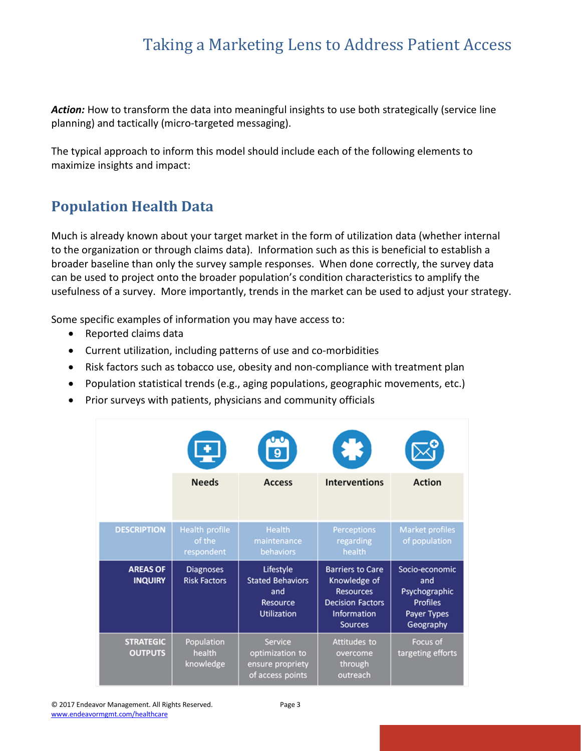*Action:* How to transform the data into meaningful insights to use both strategically (service line planning) and tactically (micro-targeted messaging).

The typical approach to inform this model should include each of the following elements to maximize insights and impact:

## Population Health Data

Much is already known about your target market in the form of utilization data (whether internal to the organization or through claims data). Information such as this is beneficial to establish a broader baseline than only the survey sample responses. When done correctly, the survey data can be used to project onto the broader population's condition characteristics to amplify the usefulness of a survey. More importantly, trends in the market can be used to adjust your strategy.

Some specific examples of information you may have access to:

- Reported claims data
- Current utilization, including patterns of use and co-morbidities
- Risk factors such as tobacco use, obesity and non-compliance with treatment plan
- Population statistical trends (e.g., aging populations, geographic movements, etc.)
- Prior surveys with patients, physicians and community officials

| | Needs | Access | Interventions | Action |
|---|---|---|---|---|
| **DESCRIPTION** | Health profile of the respondent | Health maintenance behaviors | Perceptions regarding health | Market profiles of population |
| **AREAS OF INQUIRY** | Diagnoses Risk Factors | Lifestyle Stated Behaviors and Resource Utilization | Barriers to Care Knowledge of Resources Decision Factors Information Sources | Socio-economic and Psychographic Profiles Payer Types Geography |
| **STRATEGIC OUTPUTS** | Population health knowledge | Service optimization to ensure propriety of access points | Attitudes to overcome through outreach | Focus of targeting efforts |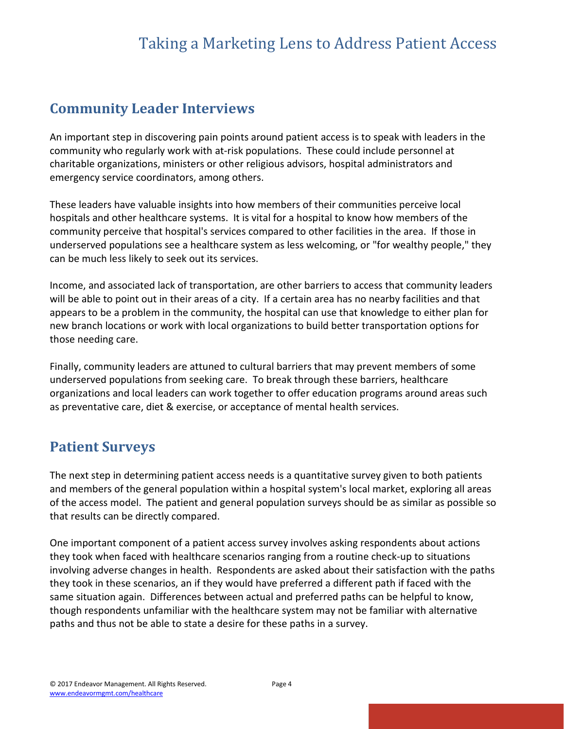## Community Leader Interviews

An important step in discovering pain points around patient access is to speak with leaders in the community who regularly work with at-risk populations. These could include personnel at charitable organizations, ministers or other religious advisors, hospital administrators and emergency service coordinators, among others.

These leaders have valuable insights into how members of their communities perceive local hospitals and other healthcare systems. It is vital for a hospital to know how members of the community perceive that hospital's services compared to other facilities in the area. If those in underserved populations see a healthcare system as less welcoming, or "for wealthy people," they can be much less likely to seek out its services.

Income, and associated lack of transportation, are other barriers to access that community leaders will be able to point out in their areas of a city. If a certain area has no nearby facilities and that appears to be a problem in the community, the hospital can use that knowledge to either plan for new branch locations or work with local organizations to build better transportation options for those needing care.

Finally, community leaders are attuned to cultural barriers that may prevent members of some underserved populations from seeking care. To break through these barriers, healthcare organizations and local leaders can work together to offer education programs around areas such as preventative care, diet & exercise, or acceptance of mental health services.

## Patient Surveys

The next step in determining patient access needs is a quantitative survey given to both patients and members of the general population within a hospital system's local market, exploring all areas of the access model. The patient and general population surveys should be as similar as possible so that results can be directly compared.

One important component of a patient access survey involves asking respondents about actions they took when faced with healthcare scenarios ranging from a routine check-up to situations involving adverse changes in health. Respondents are asked about their satisfaction with the paths they took in these scenarios, an if they would have preferred a different path if faced with the same situation again. Differences between actual and preferred paths can be helpful to know, though respondents unfamiliar with the healthcare system may not be familiar with alternative paths and thus not be able to state a desire for these paths in a survey.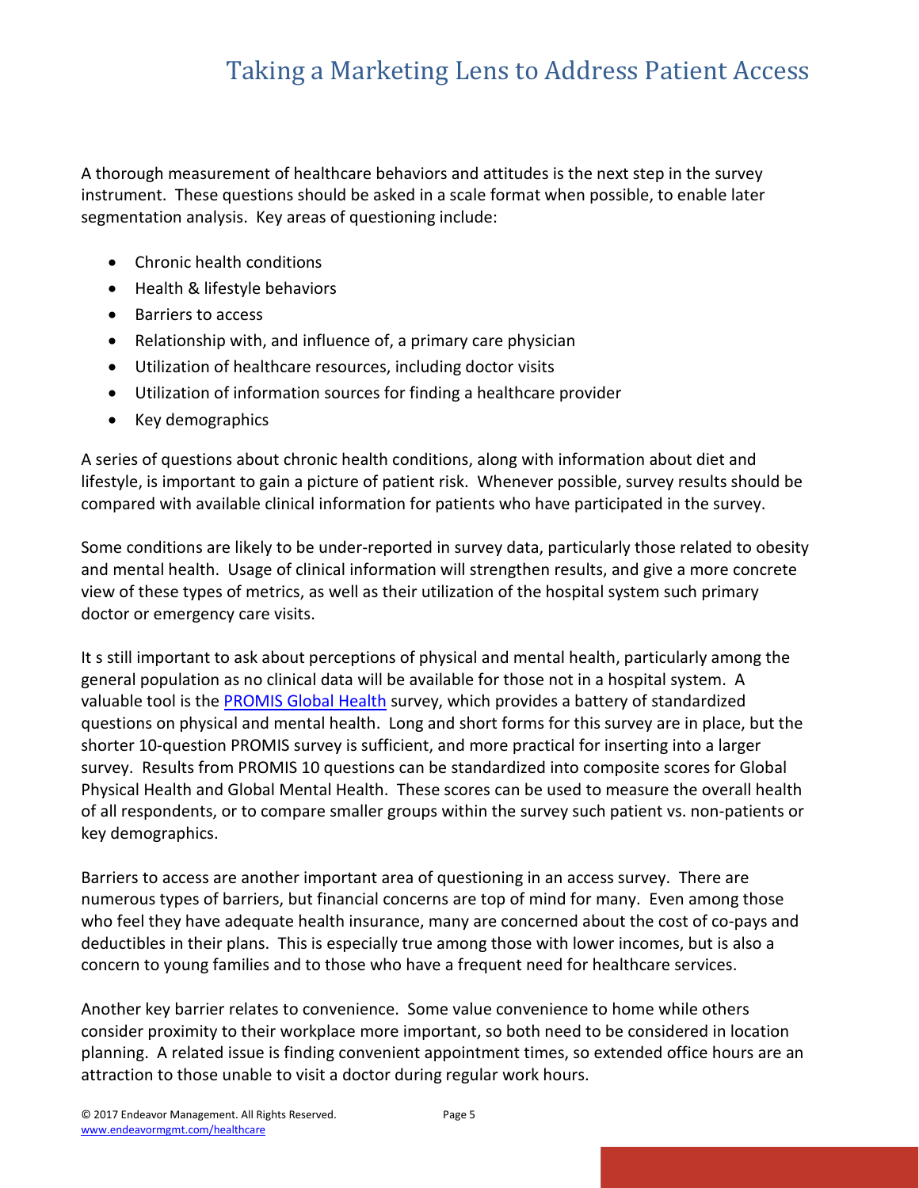A thorough measurement of healthcare behaviors and attitudes is the next step in the survey instrument. These questions should be asked in a scale format when possible, to enable later segmentation analysis. Key areas of questioning include:

- Chronic health conditions
- Health & lifestyle behaviors
- Barriers to access
- Relationship with, and influence of, a primary care physician
- Utilization of healthcare resources, including doctor visits
- Utilization of information sources for finding a healthcare provider
- Key demographics

A series of questions about chronic health conditions, along with information about diet and lifestyle, is important to gain a picture of patient risk. Whenever possible, survey results should be compared with available clinical information for patients who have participated in the survey.

Some conditions are likely to be under-reported in survey data, particularly those related to obesity and mental health. Usage of clinical information will strengthen results, and give a more concrete view of these types of metrics, as well as their utilization of the hospital system such primary doctor or emergency care visits.

It s still important to ask about perceptions of physical and mental health, particularly among the general population as no clinical data will be available for those not in a hospital system. A valuable tool is the PROMIS Global Health survey, which provides a battery of standardized questions on physical and mental health. Long and short forms for this survey are in place, but the shorter 10-question PROMIS survey is sufficient, and more practical for inserting into a larger survey. Results from PROMIS 10 questions can be standardized into composite scores for Global Physical Health and Global Mental Health. These scores can be used to measure the overall health of all respondents, or to compare smaller groups within the survey such patient vs. non-patients or key demographics.

Barriers to access are another important area of questioning in an access survey. There are numerous types of barriers, but financial concerns are top of mind for many. Even among those who feel they have adequate health insurance, many are concerned about the cost of co-pays and deductibles in their plans. This is especially true among those with lower incomes, but is also a concern to young families and to those who have a frequent need for healthcare services.

Another key barrier relates to convenience. Some value convenience to home while others consider proximity to their workplace more important, so both need to be considered in location planning. A related issue is finding convenient appointment times, so extended office hours are an attraction to those unable to visit a doctor during regular work hours.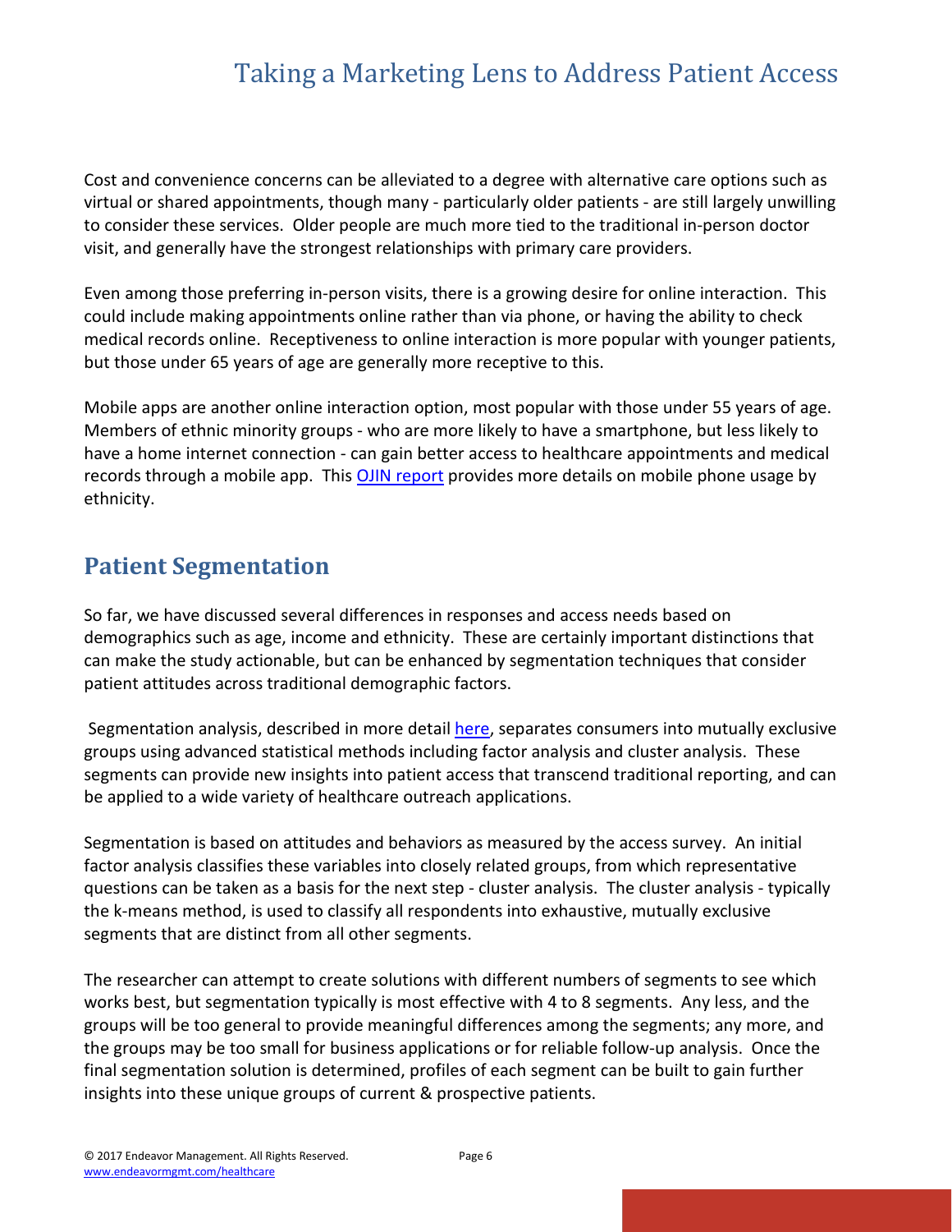Cost and convenience concerns can be alleviated to a degree with alternative care options such as virtual or shared appointments, though many - particularly older patients - are still largely unwilling to consider these services. Older people are much more tied to the traditional in-person doctor visit, and generally have the strongest relationships with primary care providers.

Even among those preferring in-person visits, there is a growing desire for online interaction. This could include making appointments online rather than via phone, or having the ability to check medical records online. Receptiveness to online interaction is more popular with younger patients, but those under 65 years of age are generally more receptive to this.

Mobile apps are another online interaction option, most popular with those under 55 years of age. Members of ethnic minority groups - who are more likely to have a smartphone, but less likely to have a home internet connection - can gain better access to healthcare appointments and medical records through a mobile app. This OJIN report provides more details on mobile phone usage by ethnicity.

## Patient Segmentation

So far, we have discussed several differences in responses and access needs based on demographics such as age, income and ethnicity. These are certainly important distinctions that can make the study actionable, but can be enhanced by segmentation techniques that consider patient attitudes across traditional demographic factors.

Segmentation analysis, described in more detail here, separates consumers into mutually exclusive groups using advanced statistical methods including factor analysis and cluster analysis. These segments can provide new insights into patient access that transcend traditional reporting, and can be applied to a wide variety of healthcare outreach applications.

Segmentation is based on attitudes and behaviors as measured by the access survey. An initial factor analysis classifies these variables into closely related groups, from which representative questions can be taken as a basis for the next step - cluster analysis. The cluster analysis - typically the k-means method, is used to classify all respondents into exhaustive, mutually exclusive segments that are distinct from all other segments.

The researcher can attempt to create solutions with different numbers of segments to see which works best, but segmentation typically is most effective with 4 to 8 segments. Any less, and the groups will be too general to provide meaningful differences among the segments; any more, and the groups may be too small for business applications or for reliable follow-up analysis. Once the final segmentation solution is determined, profiles of each segment can be built to gain further insights into these unique groups of current & prospective patients.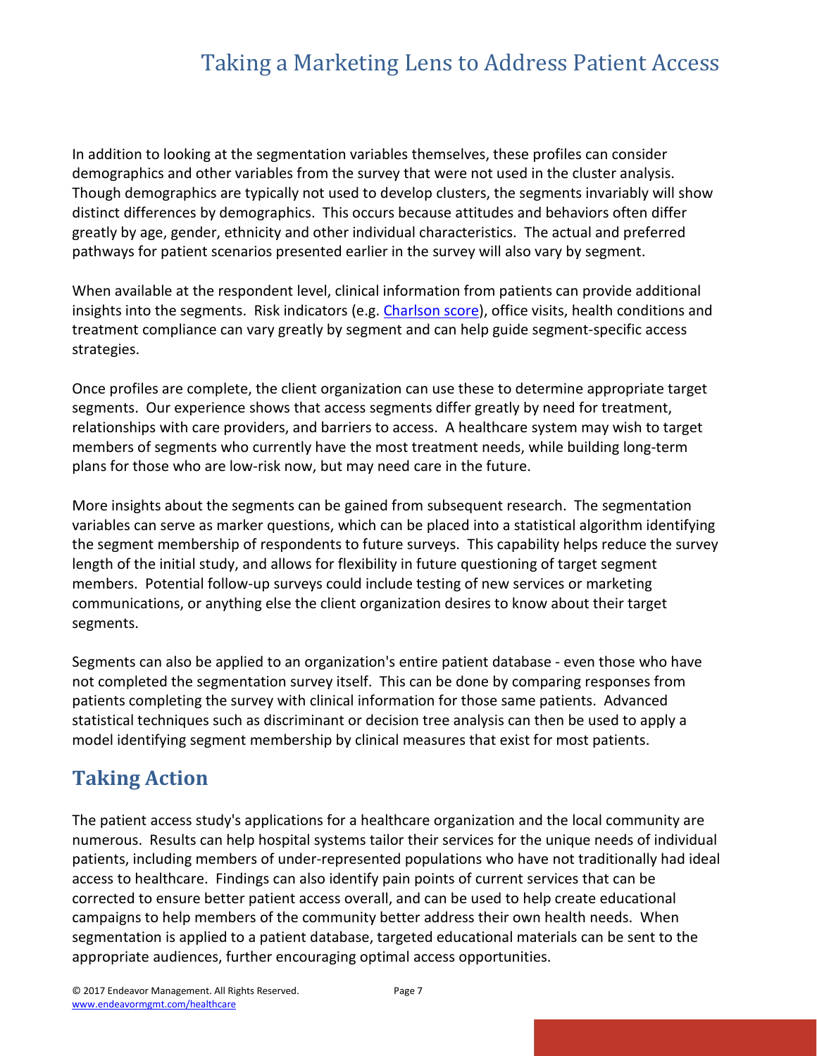In addition to looking at the segmentation variables themselves, these profiles can consider demographics and other variables from the survey that were not used in the cluster analysis. Though demographics are typically not used to develop clusters, the segments invariably will show distinct differences by demographics. This occurs because attitudes and behaviors often differ greatly by age, gender, ethnicity and other individual characteristics. The actual and preferred pathways for patient scenarios presented earlier in the survey will also vary by segment.

When available at the respondent level, clinical information from patients can provide additional insights into the segments. Risk indicators (e.g. Charlson score), office visits, health conditions and treatment compliance can vary greatly by segment and can help guide segment-specific access strategies.

Once profiles are complete, the client organization can use these to determine appropriate target segments. Our experience shows that access segments differ greatly by need for treatment, relationships with care providers, and barriers to access. A healthcare system may wish to target members of segments who currently have the most treatment needs, while building long-term plans for those who are low-risk now, but may need care in the future.

More insights about the segments can be gained from subsequent research. The segmentation variables can serve as marker questions, which can be placed into a statistical algorithm identifying the segment membership of respondents to future surveys. This capability helps reduce the survey length of the initial study, and allows for flexibility in future questioning of target segment members. Potential follow-up surveys could include testing of new services or marketing communications, or anything else the client organization desires to know about their target segments.

Segments can also be applied to an organization's entire patient database - even those who have not completed the segmentation survey itself. This can be done by comparing responses from patients completing the survey with clinical information for those same patients. Advanced statistical techniques such as discriminant or decision tree analysis can then be used to apply a model identifying segment membership by clinical measures that exist for most patients.

## Taking Action

The patient access study's applications for a healthcare organization and the local community are numerous. Results can help hospital systems tailor their services for the unique needs of individual patients, including members of under-represented populations who have not traditionally had ideal access to healthcare. Findings can also identify pain points of current services that can be corrected to ensure better patient access overall, and can be used to help create educational campaigns to help members of the community better address their own health needs. When segmentation is applied to a patient database, targeted educational materials can be sent to the appropriate audiences, further encouraging optimal access opportunities.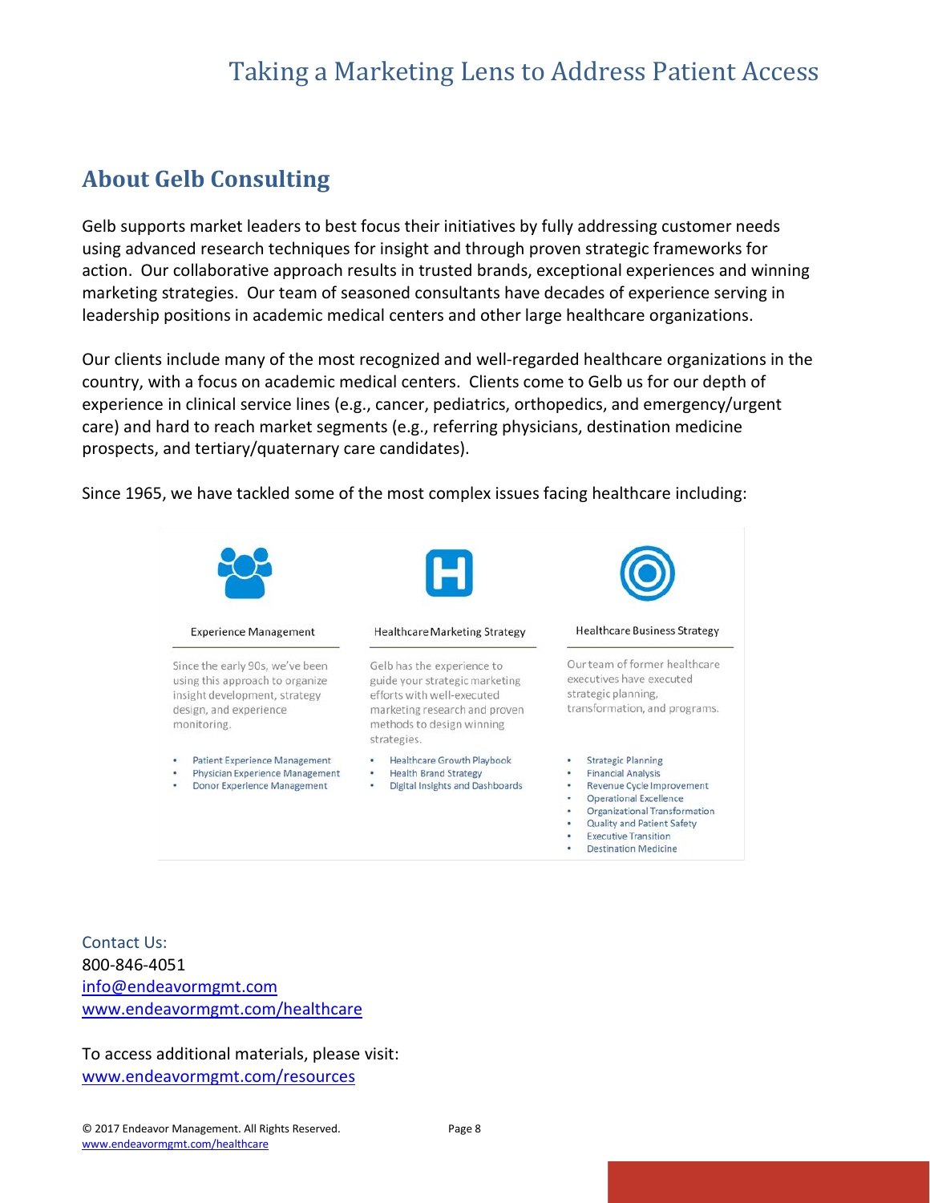## About Gelb Consulting

Gelb supports market leaders to best focus their initiatives by fully addressing customer needs using advanced research techniques for insight and through proven strategic frameworks for action. Our collaborative approach results in trusted brands, exceptional experiences and winning marketing strategies. Our team of seasoned consultants have decades of experience serving in leadership positions in academic medical centers and other large healthcare organizations.

Our clients include many of the most recognized and well-regarded healthcare organizations in the country, with a focus on academic medical centers. Clients come to Gelb us for our depth of experience in clinical service lines (e.g., cancer, pediatrics, orthopedics, and emergency/urgent care) and hard to reach market segments (e.g., referring physicians, destination medicine prospects, and tertiary/quaternary care candidates).

Since 1965, we have tackled some of the most complex issues facing healthcare including:

**Experience Management**

Since the early 90s, we've been using this approach to organize insight development, strategy design, and experience monitoring.

- Patient Experience Management
- Physician Experience Management
- Donor Experience Management

**Healthcare Marketing Strategy**

Gelb has the experience to guide your strategic marketing efforts with well-executed marketing research and proven methods to design winning strategies.

- Healthcare Growth Playbook
- Health Brand Strategy
- Digital Insights and Dashboards

**Healthcare Business Strategy**

Our team of former healthcare executives have executed strategic planning, transformation, and programs.

- Strategic Planning
- Financial Analysis
- Revenue Cycle Improvement
- Operational Excellence
- Organizational Transformation
- Quality and Patient Safety
- Executive Transition
- Destination Medicine

Contact Us:
800-846-4051
info@endeavormgmt.com
www.endeavormgmt.com/healthcare

To access additional materials, please visit:
www.endeavormgmt.com/resources